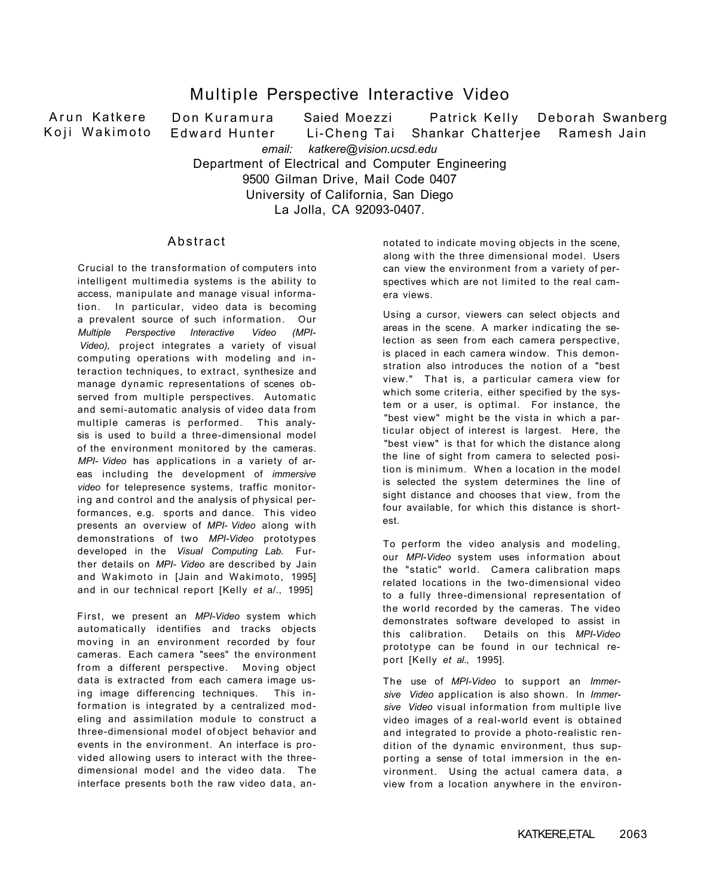# Multiple Perspective Interactive Video

Arun Katkere, Don Kuramura, Saied Moezzi, Patrick Kelly, Deborah Swanberg
Koji Wakimoto, Edward Hunter, Li-Cheng Tai, Shankar Chatterjee, Ramesh Jain

*email: katkere@vision.ucsd.edu*

Department of Electrical and Computer Engineering
9500 Gilman Drive, Mail Code 0407
University of California, San Diego
La Jolla, CA 92093-0407.

## Abstract

Crucial to the transformation of computers into intelligent multimedia systems is the ability to access, manipulate and manage visual information. In particular, video data is becoming a prevalent source of such information. Our *Multiple Perspective Interactive Video (MPI-Video),* project integrates a variety of visual computing operations with modeling and interaction techniques, to extract, synthesize and manage dynamic representations of scenes observed from multiple perspectives. Automatic and semi-automatic analysis of video data from multiple cameras is performed. This analysis is used to build a three-dimensional model of the environment monitored by the cameras. *MPI- Video* has applications in a variety of areas including the development of *immersive video* for telepresence systems, traffic monitoring and control and the analysis of physical performances, e.g. sports and dance. This video presents an overview of *MPI- Video* along with demonstrations of two *MPI-Video* prototypes developed in the *Visual Computing Lab.* Further details on *MPI- Video* are described by Jain and Wakimoto in [Jain and Wakimoto, 1995] and in our technical report [Kelly *et* a/., 1995]

First, we present an *MPI-Video* system which automatically identifies and tracks objects moving in an environment recorded by four cameras. Each camera "sees" the environment from a different perspective. Moving object data is extracted from each camera image using image differencing techniques. This information is integrated by a centralized modeling and assimilation module to construct a three-dimensional model of object behavior and events in the environment. An interface is provided allowing users to interact with the three-dimensional model and the video data. The interface presents both the raw video data, annotated to indicate moving objects in the scene, along with the three dimensional model. Users can view the environment from a variety of perspectives which are not limited to the real camera views.

Using a cursor, viewers can select objects and areas in the scene. A marker indicating the selection as seen from each camera perspective, is placed in each camera window. This demonstration also introduces the notion of a "best view." That is, a particular camera view for which some criteria, either specified by the system or a user, is optimal. For instance, the "best view" might be the vista in which a particular object of interest is largest. Here, the "best view" is that for which the distance along the line of sight from camera to selected position is minimum. When a location in the model is selected the system determines the line of sight distance and chooses that view, from the four available, for which this distance is shortest.

To perform the video analysis and modeling, our *MPI-Video* system uses information about the "static" world. Camera calibration maps related locations in the two-dimensional video to a fully three-dimensional representation of the world recorded by the cameras. The video demonstrates software developed to assist in this calibration. Details on this *MPI-Video* prototype can be found in our technical report [Kelly *et al.,* 1995].

The use of *MPI-Video* to support an *Immersive Video* application is also shown. In *Immersive Video* visual information from multiple live video images of a real-world event is obtained and integrated to provide a photo-realistic rendition of the dynamic environment, thus supporting a sense of total immersion in the environment. Using the actual camera data, a view from a location anywhere in the environ-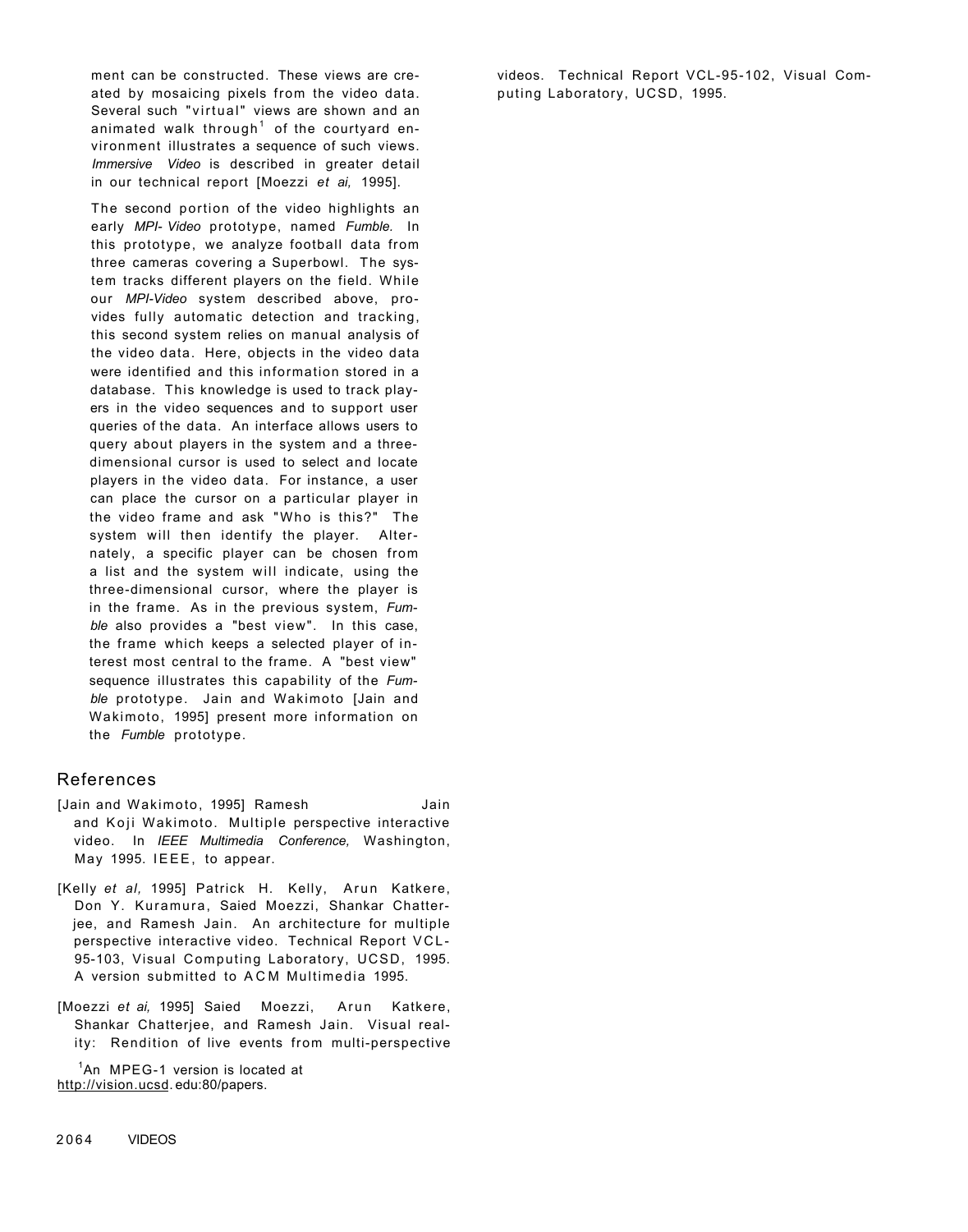ment can be constructed. These views are created by mosaicing pixels from the video data. Several such "virtual" views are shown and an animated walk through[1] of the courtyard environment illustrates a sequence of such views. *Immersive Video* is described in greater detail in our technical report [Moezzi *et ai,* 1995].

The second portion of the video highlights an early *MPI- Video* prototype, named *Fumble.* In this prototype, we analyze football data from three cameras covering a Superbowl. The system tracks different players on the field. While our *MPI-Video* system described above, provides fully automatic detection and tracking, this second system relies on manual analysis of the video data. Here, objects in the video data were identified and this information stored in a database. This knowledge is used to track players in the video sequences and to support user queries of the data. An interface allows users to query about players in the system and a three-dimensional cursor is used to select and locate players in the video data. For instance, a user can place the cursor on a particular player in the video frame and ask "Who is this?" The system will then identify the player. Alternately, a specific player can be chosen from a list and the system will indicate, using the three-dimensional cursor, where the player is in the frame. As in the previous system, *Fumble* also provides a "best view". In this case, the frame which keeps a selected player of interest most central to the frame. A "best view" sequence illustrates this capability of the *Fumble* prototype. Jain and Wakimoto [Jain and Wakimoto, 1995] present more information on the *Fumble* prototype.

## References

[Jain and Wakimoto, 1995] Ramesh Jain and Koji Wakimoto. Multiple perspective interactive video. In *IEEE Multimedia Conference,* Washington, May 1995. IEEE, to appear.

[Kelly *et al,* 1995] Patrick H. Kelly, Arun Katkere, Don Y. Kuramura, Saied Moezzi, Shankar Chatterjee, and Ramesh Jain. An architecture for multiple perspective interactive video. Technical Report VCL-95-103, Visual Computing Laboratory, UCSD, 1995. A version submitted to ACM Multimedia 1995.

[Moezzi *et ai,* 1995] Saied Moezzi, Arun Katkere, Shankar Chatterjee, and Ramesh Jain. Visual reality: Rendition of live events from multi-perspective videos. Technical Report VCL-95-102, Visual Computing Laboratory, UCSD, 1995.

[1] An MPEG-1 version is located at http://vision.ucsd.edu:80/papers.